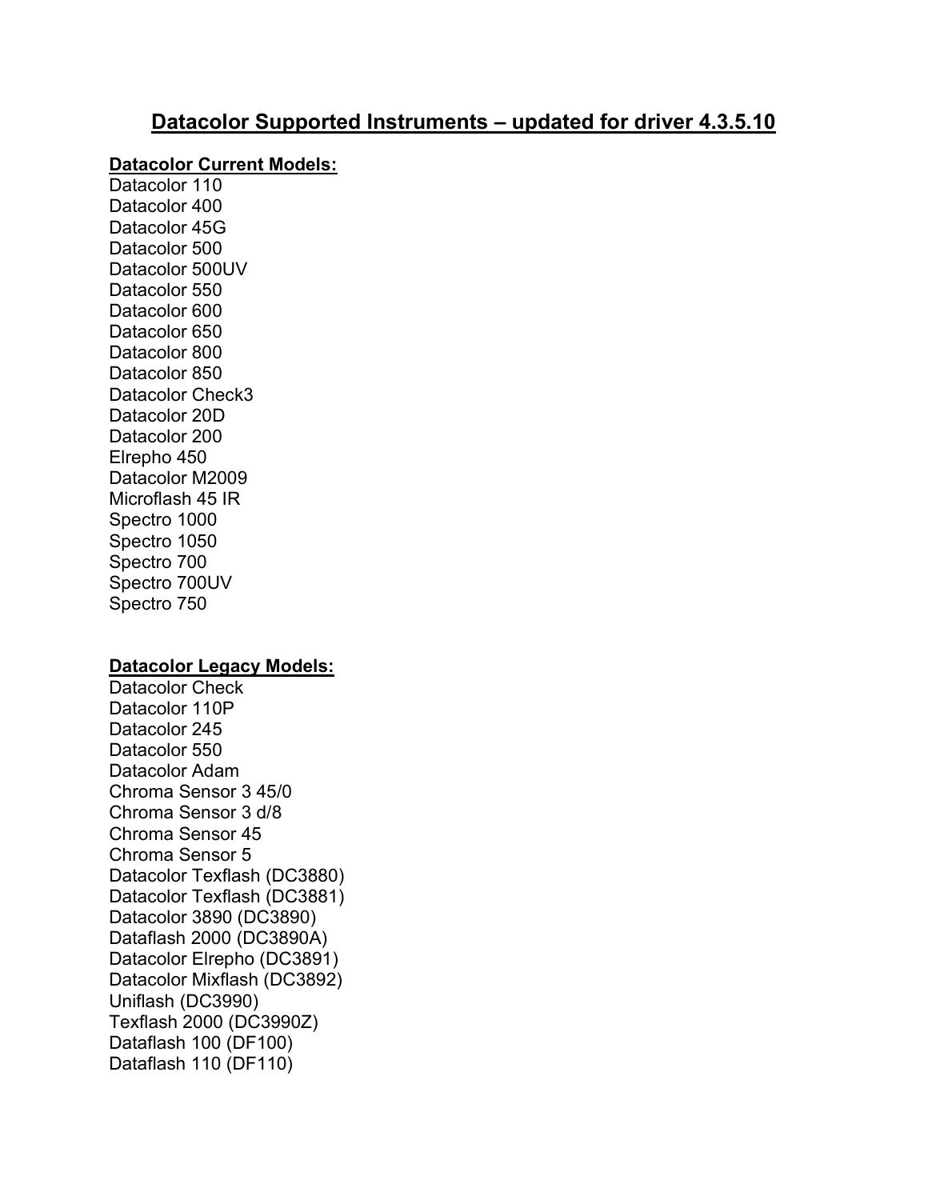# Datacolor Supported Instruments – updated for driver 4.3.5.10

**Datacolor Current Models:**

Datacolor 110
Datacolor 400
Datacolor 45G
Datacolor 500
Datacolor 500UV
Datacolor 550
Datacolor 600
Datacolor 650
Datacolor 800
Datacolor 850
Datacolor Check3
Datacolor 20D
Datacolor 200
Elrepho 450
Datacolor M2009
Microflash 45 IR
Spectro 1000
Spectro 1050
Spectro 700
Spectro 700UV
Spectro 750

**Datacolor Legacy Models:**

Datacolor Check
Datacolor 110P
Datacolor 245
Datacolor 550
Datacolor Adam
Chroma Sensor 3 45/0
Chroma Sensor 3 d/8
Chroma Sensor 45
Chroma Sensor 5
Datacolor Texflash (DC3880)
Datacolor Texflash (DC3881)
Datacolor 3890 (DC3890)
Dataflash 2000 (DC3890A)
Datacolor Elrepho (DC3891)
Datacolor Mixflash (DC3892)
Uniflash (DC3990)
Texflash 2000 (DC3990Z)
Dataflash 100 (DF100)
Dataflash 110 (DF110)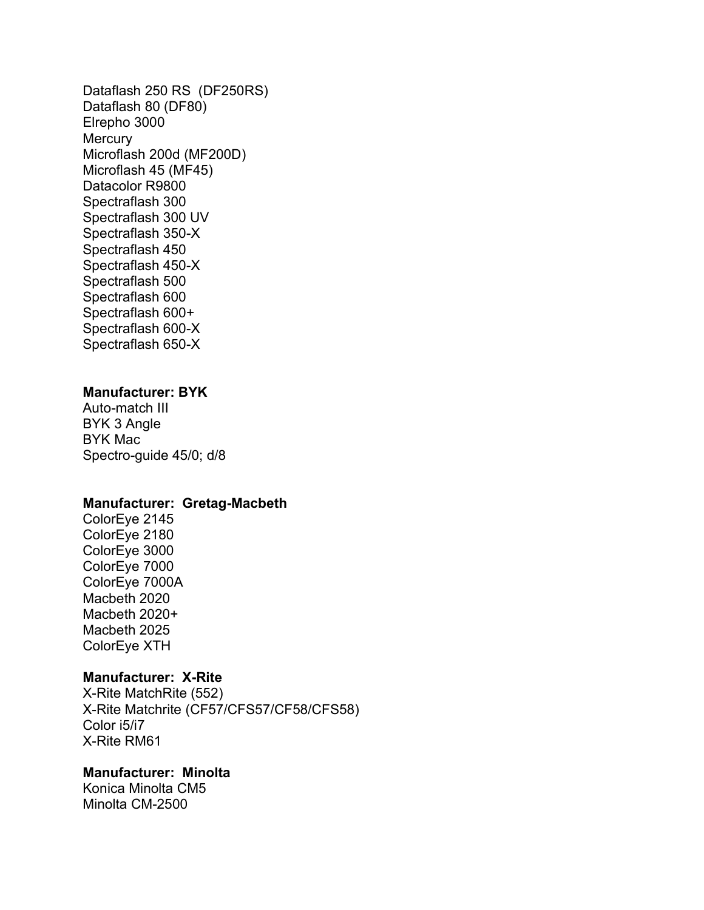Dataflash 250 RS  (DF250RS)
Dataflash 80 (DF80)
Elrepho 3000
Mercury
Microflash 200d (MF200D)
Microflash 45 (MF45)
Datacolor R9800
Spectraflash 300
Spectraflash 300 UV
Spectraflash 350-X
Spectraflash 450
Spectraflash 450-X
Spectraflash 500
Spectraflash 600
Spectraflash 600+
Spectraflash 600-X
Spectraflash 650-X

**Manufacturer: BYK**
Auto-match III
BYK 3 Angle
BYK Mac
Spectro-guide 45/0; d/8

**Manufacturer:  Gretag-Macbeth**
ColorEye 2145
ColorEye 2180
ColorEye 3000
ColorEye 7000
ColorEye 7000A
Macbeth 2020
Macbeth 2020+
Macbeth 2025
ColorEye XTH

**Manufacturer:  X-Rite**
X-Rite MatchRite (552)
X-Rite Matchrite (CF57/CFS57/CF58/CFS58)
Color i5/i7
X-Rite RM61

**Manufacturer:  Minolta**
Konica Minolta CM5
Minolta CM-2500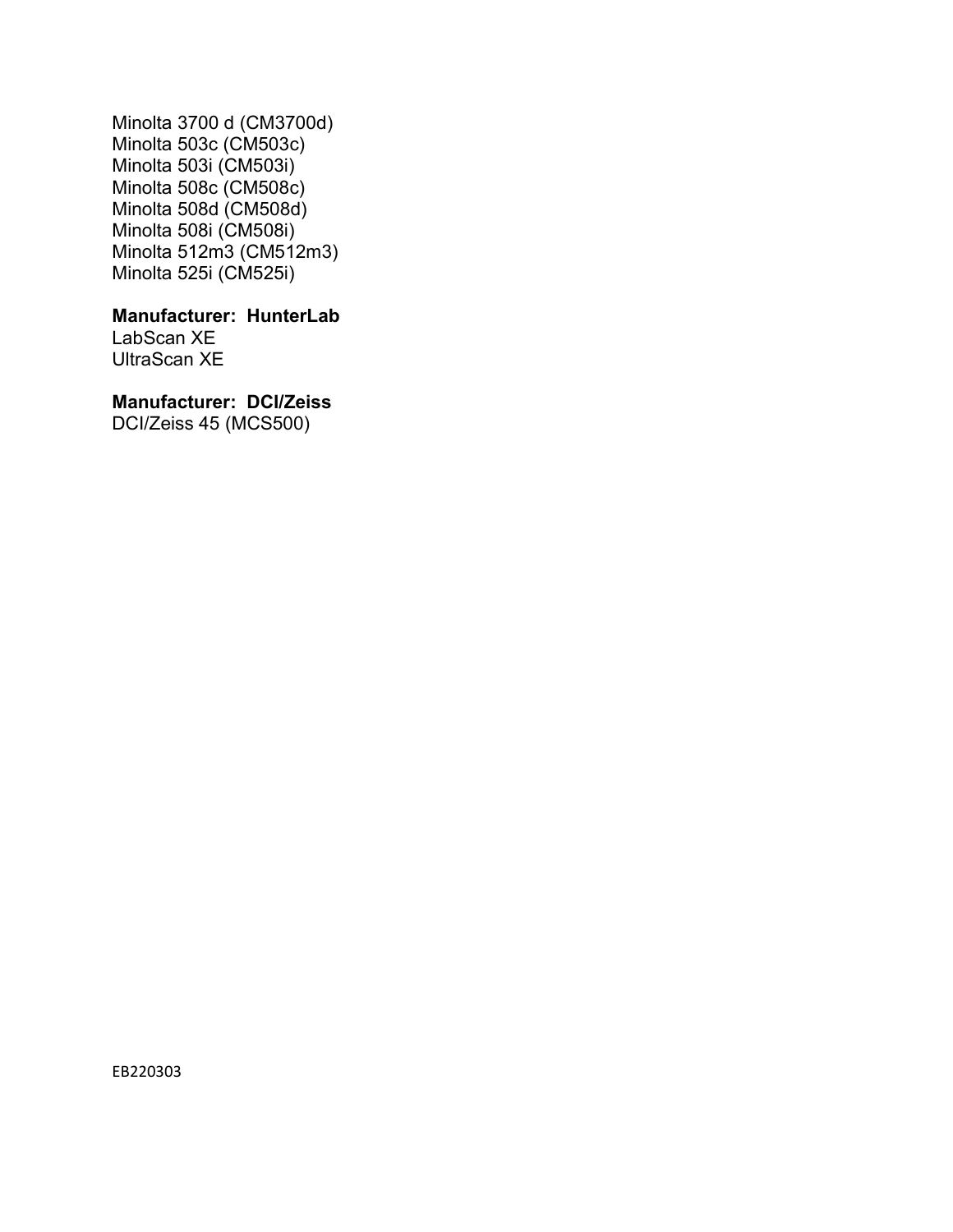Minolta 3700 d (CM3700d)
Minolta 503c (CM503c)
Minolta 503i (CM503i)
Minolta 508c (CM508c)
Minolta 508d (CM508d)
Minolta 508i (CM508i)
Minolta 512m3 (CM512m3)
Minolta 525i (CM525i)

**Manufacturer: HunterLab**
LabScan XE
UltraScan XE

**Manufacturer: DCI/Zeiss**
DCI/Zeiss 45 (MCS500)

EB220303